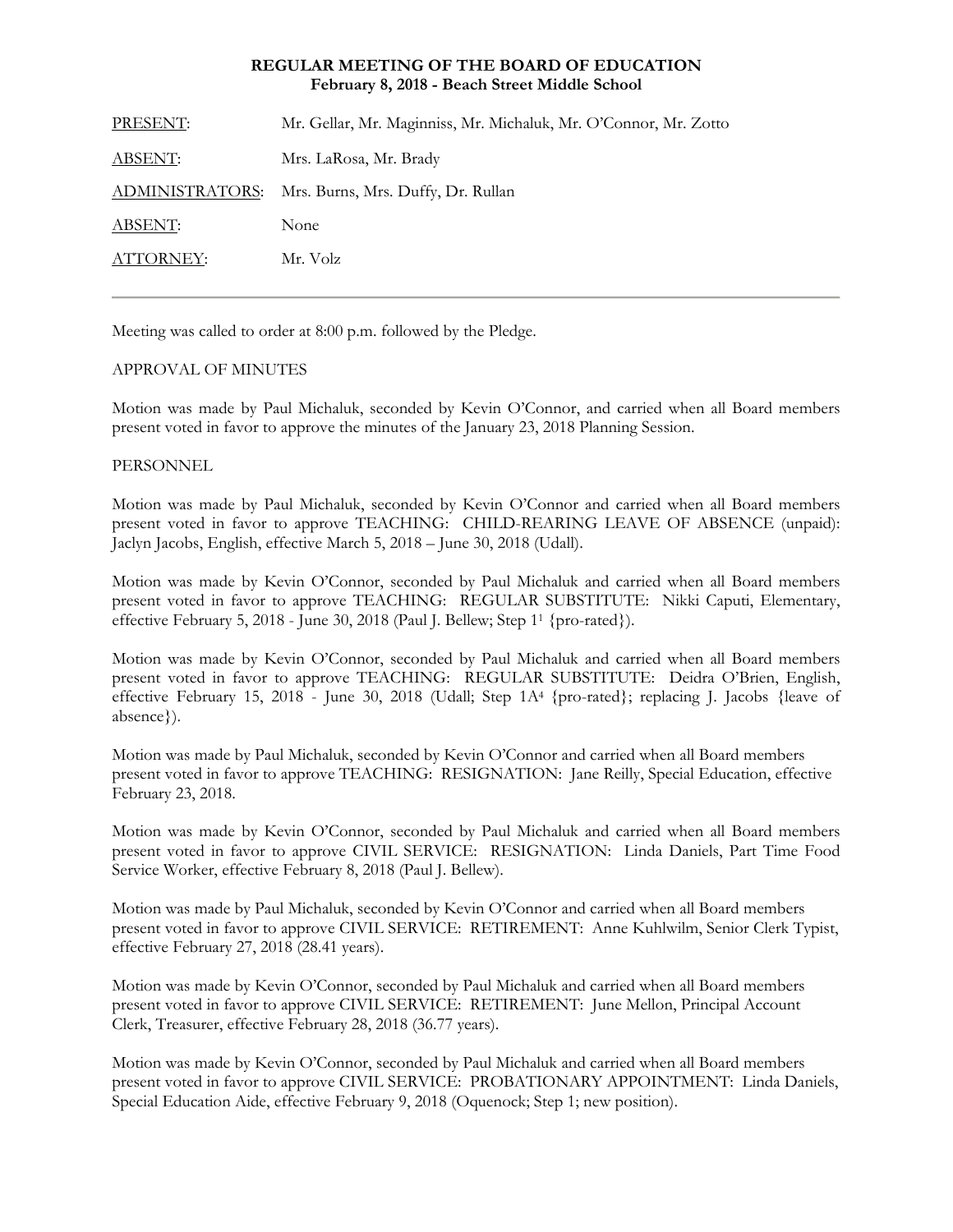# REGULAR MEETING OF THE BOARD OF EDUCATION
## February 8, 2018 - Beach Street Middle School

| | |
|---|---|
| PRESENT: | Mr. Gellar, Mr. Maginniss, Mr. Michaluk, Mr. O'Connor, Mr. Zotto |
| ABSENT: | Mrs. LaRosa, Mr. Brady |
| ADMINISTRATORS: | Mrs. Burns, Mrs. Duffy, Dr. Rullan |
| ABSENT: | None |
| ATTORNEY: | Mr. Volz |

---

Meeting was called to order at 8:00 p.m. followed by the Pledge.

APPROVAL OF MINUTES

Motion was made by Paul Michaluk, seconded by Kevin O'Connor, and carried when all Board members present voted in favor to approve the minutes of the January 23, 2018 Planning Session.

PERSONNEL

Motion was made by Paul Michaluk, seconded by Kevin O'Connor and carried when all Board members present voted in favor to approve TEACHING: CHILD-REARING LEAVE OF ABSENCE (unpaid): Jaclyn Jacobs, English, effective March 5, 2018 – June 30, 2018 (Udall).

Motion was made by Kevin O'Connor, seconded by Paul Michaluk and carried when all Board members present voted in favor to approve TEACHING: REGULAR SUBSTITUTE: Nikki Caputi, Elementary, effective February 5, 2018 - June 30, 2018 (Paul J. Bellew; Step 1[1] {pro-rated}).

Motion was made by Kevin O'Connor, seconded by Paul Michaluk and carried when all Board members present voted in favor to approve TEACHING: REGULAR SUBSTITUTE: Deidra O'Brien, English, effective February 15, 2018 - June 30, 2018 (Udall; Step 1A[4] {pro-rated}; replacing J. Jacobs {leave of absence}).

Motion was made by Paul Michaluk, seconded by Kevin O'Connor and carried when all Board members present voted in favor to approve TEACHING: RESIGNATION: Jane Reilly, Special Education, effective February 23, 2018.

Motion was made by Kevin O'Connor, seconded by Paul Michaluk and carried when all Board members present voted in favor to approve CIVIL SERVICE: RESIGNATION: Linda Daniels, Part Time Food Service Worker, effective February 8, 2018 (Paul J. Bellew).

Motion was made by Paul Michaluk, seconded by Kevin O'Connor and carried when all Board members present voted in favor to approve CIVIL SERVICE: RETIREMENT: Anne Kuhlwilm, Senior Clerk Typist, effective February 27, 2018 (28.41 years).

Motion was made by Kevin O'Connor, seconded by Paul Michaluk and carried when all Board members present voted in favor to approve CIVIL SERVICE: RETIREMENT: June Mellon, Principal Account Clerk, Treasurer, effective February 28, 2018 (36.77 years).

Motion was made by Kevin O'Connor, seconded by Paul Michaluk and carried when all Board members present voted in favor to approve CIVIL SERVICE: PROBATIONARY APPOINTMENT: Linda Daniels, Special Education Aide, effective February 9, 2018 (Oquenock; Step 1; new position).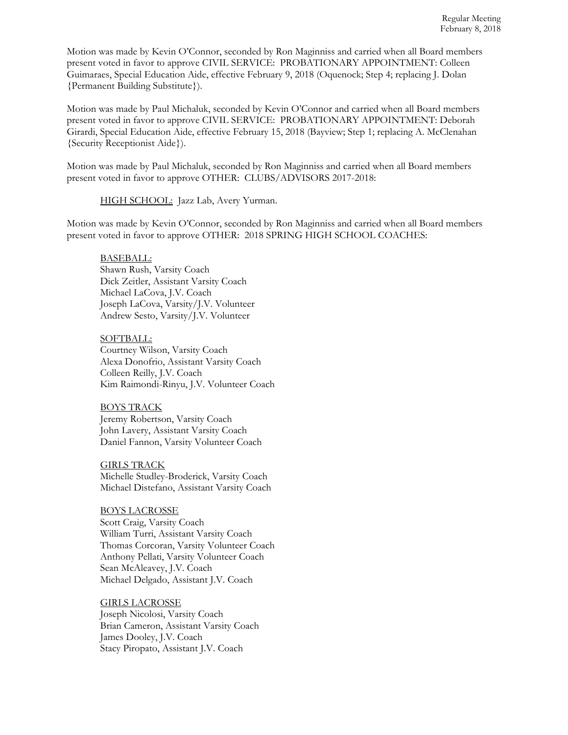Motion was made by Kevin O'Connor, seconded by Ron Maginniss and carried when all Board members present voted in favor to approve CIVIL SERVICE: PROBATIONARY APPOINTMENT: Colleen Guimaraes, Special Education Aide, effective February 9, 2018 (Oquenock; Step 4; replacing J. Dolan {Permanent Building Substitute}).

Motion was made by Paul Michaluk, seconded by Kevin O'Connor and carried when all Board members present voted in favor to approve CIVIL SERVICE: PROBATIONARY APPOINTMENT: Deborah Girardi, Special Education Aide, effective February 15, 2018 (Bayview; Step 1; replacing A. McClenahan {Security Receptionist Aide}).

Motion was made by Paul Michaluk, seconded by Ron Maginniss and carried when all Board members present voted in favor to approve OTHER: CLUBS/ADVISORS 2017-2018:

HIGH SCHOOL: Jazz Lab, Avery Yurman.

Motion was made by Kevin O'Connor, seconded by Ron Maginniss and carried when all Board members present voted in favor to approve OTHER: 2018 SPRING HIGH SCHOOL COACHES:

BASEBALL:
Shawn Rush, Varsity Coach
Dick Zeitler, Assistant Varsity Coach
Michael LaCova, J.V. Coach
Joseph LaCova, Varsity/J.V. Volunteer
Andrew Sesto, Varsity/J.V. Volunteer

SOFTBALL:
Courtney Wilson, Varsity Coach
Alexa Donofrio, Assistant Varsity Coach
Colleen Reilly, J.V. Coach
Kim Raimondi-Rinyu, J.V. Volunteer Coach

BOYS TRACK
Jeremy Robertson, Varsity Coach
John Lavery, Assistant Varsity Coach
Daniel Fannon, Varsity Volunteer Coach

GIRLS TRACK
Michelle Studley-Broderick, Varsity Coach
Michael Distefano, Assistant Varsity Coach

BOYS LACROSSE
Scott Craig, Varsity Coach
William Turri, Assistant Varsity Coach
Thomas Corcoran, Varsity Volunteer Coach
Anthony Pellati, Varsity Volunteer Coach
Sean McAleavey, J.V. Coach
Michael Delgado, Assistant J.V. Coach

GIRLS LACROSSE
Joseph Nicolosi, Varsity Coach
Brian Cameron, Assistant Varsity Coach
James Dooley, J.V. Coach
Stacy Piropato, Assistant J.V. Coach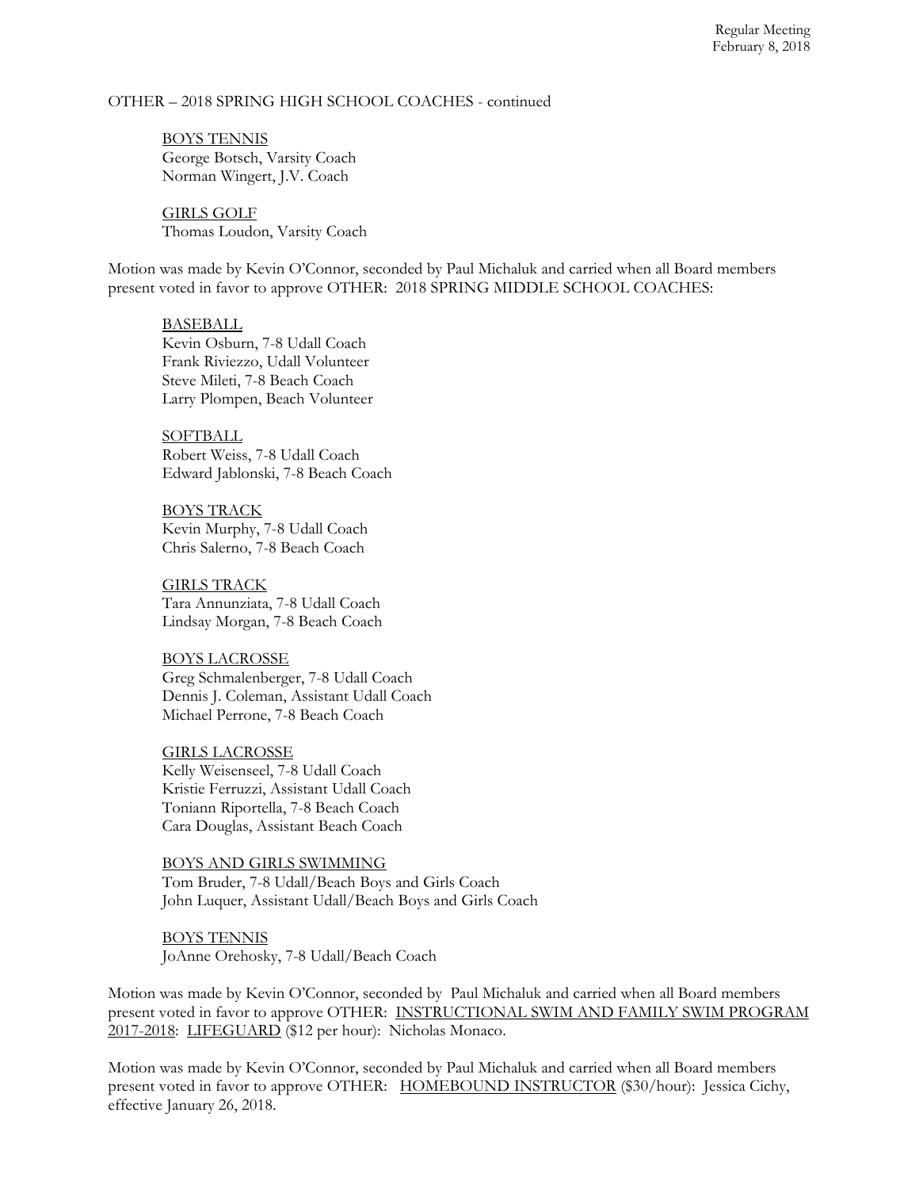OTHER – 2018 SPRING HIGH SCHOOL COACHES - continued

<u>BOYS TENNIS</u>
George Botsch, Varsity Coach
Norman Wingert, J.V. Coach

<u>GIRLS GOLF</u>
Thomas Loudon, Varsity Coach

Motion was made by Kevin O'Connor, seconded by Paul Michaluk and carried when all Board members present voted in favor to approve OTHER: 2018 SPRING MIDDLE SCHOOL COACHES:

<u>BASEBALL</u>
Kevin Osburn, 7-8 Udall Coach
Frank Riviezzo, Udall Volunteer
Steve Mileti, 7-8 Beach Coach
Larry Plompen, Beach Volunteer

<u>SOFTBALL</u>
Robert Weiss, 7-8 Udall Coach
Edward Jablonski, 7-8 Beach Coach

<u>BOYS TRACK</u>
Kevin Murphy, 7-8 Udall Coach
Chris Salerno, 7-8 Beach Coach

<u>GIRLS TRACK</u>
Tara Annunziata, 7-8 Udall Coach
Lindsay Morgan, 7-8 Beach Coach

<u>BOYS LACROSSE</u>
Greg Schmalenberger, 7-8 Udall Coach
Dennis J. Coleman, Assistant Udall Coach
Michael Perrone, 7-8 Beach Coach

<u>GIRLS LACROSSE</u>
Kelly Weisenseel, 7-8 Udall Coach
Kristie Ferruzzi, Assistant Udall Coach
Toniann Riportella, 7-8 Beach Coach
Cara Douglas, Assistant Beach Coach

<u>BOYS AND GIRLS SWIMMING</u>
Tom Bruder, 7-8 Udall/Beach Boys and Girls Coach
John Luquer, Assistant Udall/Beach Boys and Girls Coach

<u>BOYS TENNIS</u>
JoAnne Orehosky, 7-8 Udall/Beach Coach

Motion was made by Kevin O'Connor, seconded by Paul Michaluk and carried when all Board members present voted in favor to approve OTHER: <u>INSTRUCTIONAL SWIM AND FAMILY SWIM PROGRAM 2017-2018</u>: <u>LIFEGUARD</u> ($12 per hour): Nicholas Monaco.

Motion was made by Kevin O'Connor, seconded by Paul Michaluk and carried when all Board members present voted in favor to approve OTHER: <u>HOMEBOUND INSTRUCTOR</u> ($30/hour): Jessica Cichy, effective January 26, 2018.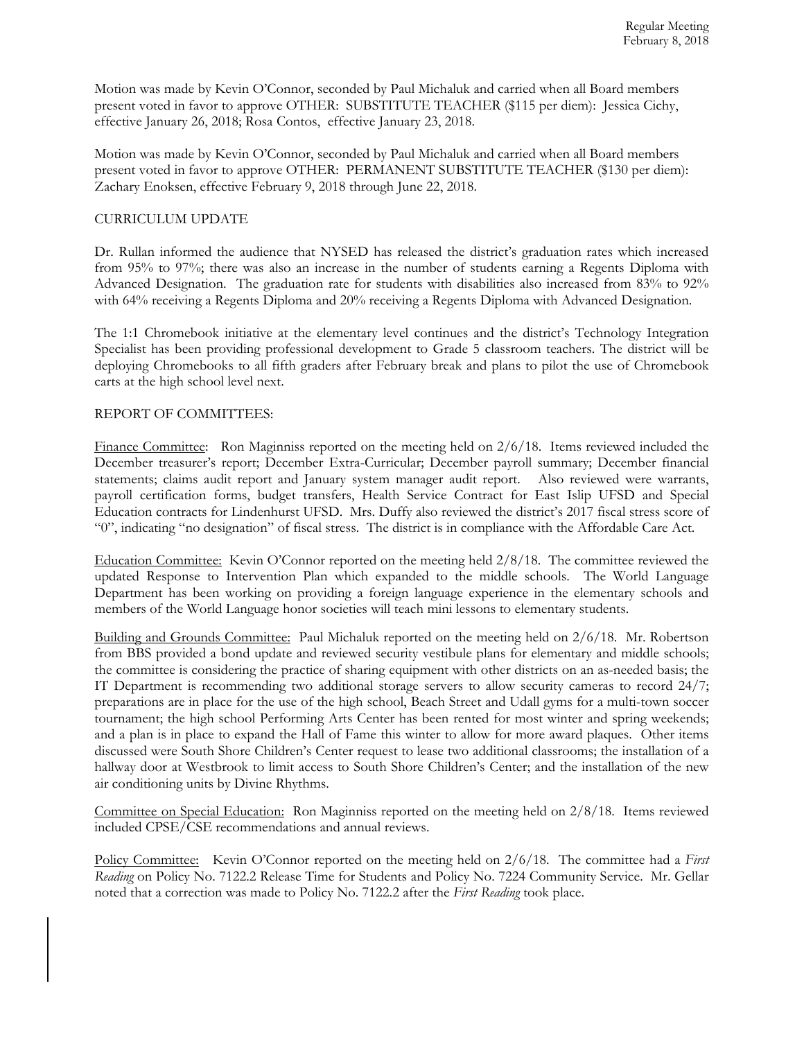Motion was made by Kevin O'Connor, seconded by Paul Michaluk and carried when all Board members present voted in favor to approve OTHER: SUBSTITUTE TEACHER ($115 per diem): Jessica Cichy, effective January 26, 2018; Rosa Contos, effective January 23, 2018.

Motion was made by Kevin O'Connor, seconded by Paul Michaluk and carried when all Board members present voted in favor to approve OTHER: PERMANENT SUBSTITUTE TEACHER ($130 per diem): Zachary Enoksen, effective February 9, 2018 through June 22, 2018.

CURRICULUM UPDATE

Dr. Rullan informed the audience that NYSED has released the district's graduation rates which increased from 95% to 97%; there was also an increase in the number of students earning a Regents Diploma with Advanced Designation. The graduation rate for students with disabilities also increased from 83% to 92% with 64% receiving a Regents Diploma and 20% receiving a Regents Diploma with Advanced Designation.

The 1:1 Chromebook initiative at the elementary level continues and the district's Technology Integration Specialist has been providing professional development to Grade 5 classroom teachers. The district will be deploying Chromebooks to all fifth graders after February break and plans to pilot the use of Chromebook carts at the high school level next.

REPORT OF COMMITTEES:

Finance Committee: Ron Maginniss reported on the meeting held on 2/6/18. Items reviewed included the December treasurer's report; December Extra-Curricular; December payroll summary; December financial statements; claims audit report and January system manager audit report. Also reviewed were warrants, payroll certification forms, budget transfers, Health Service Contract for East Islip UFSD and Special Education contracts for Lindenhurst UFSD. Mrs. Duffy also reviewed the district's 2017 fiscal stress score of "0", indicating "no designation" of fiscal stress. The district is in compliance with the Affordable Care Act.

Education Committee: Kevin O'Connor reported on the meeting held 2/8/18. The committee reviewed the updated Response to Intervention Plan which expanded to the middle schools. The World Language Department has been working on providing a foreign language experience in the elementary schools and members of the World Language honor societies will teach mini lessons to elementary students.

Building and Grounds Committee: Paul Michaluk reported on the meeting held on 2/6/18. Mr. Robertson from BBS provided a bond update and reviewed security vestibule plans for elementary and middle schools; the committee is considering the practice of sharing equipment with other districts on an as-needed basis; the IT Department is recommending two additional storage servers to allow security cameras to record 24/7; preparations are in place for the use of the high school, Beach Street and Udall gyms for a multi-town soccer tournament; the high school Performing Arts Center has been rented for most winter and spring weekends; and a plan is in place to expand the Hall of Fame this winter to allow for more award plaques. Other items discussed were South Shore Children's Center request to lease two additional classrooms; the installation of a hallway door at Westbrook to limit access to South Shore Children's Center; and the installation of the new air conditioning units by Divine Rhythms.

Committee on Special Education: Ron Maginniss reported on the meeting held on 2/8/18. Items reviewed included CPSE/CSE recommendations and annual reviews.

Policy Committee: Kevin O'Connor reported on the meeting held on 2/6/18. The committee had a *First Reading* on Policy No. 7122.2 Release Time for Students and Policy No. 7224 Community Service. Mr. Gellar noted that a correction was made to Policy No. 7122.2 after the *First Reading* took place.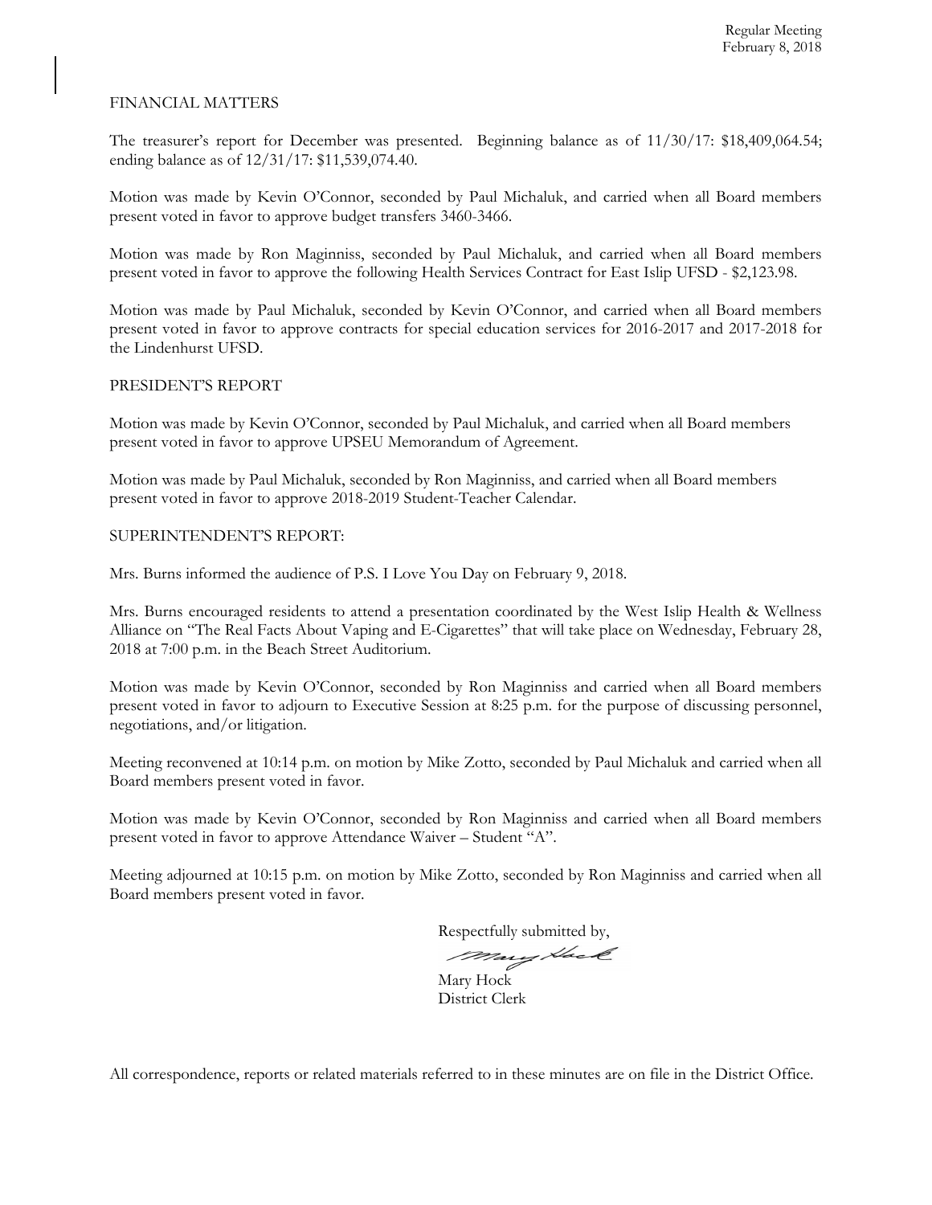FINANCIAL MATTERS

The treasurer's report for December was presented. Beginning balance as of 11/30/17: $18,409,064.54; ending balance as of 12/31/17: $11,539,074.40.

Motion was made by Kevin O'Connor, seconded by Paul Michaluk, and carried when all Board members present voted in favor to approve budget transfers 3460-3466.

Motion was made by Ron Maginniss, seconded by Paul Michaluk, and carried when all Board members present voted in favor to approve the following Health Services Contract for East Islip UFSD - $2,123.98.

Motion was made by Paul Michaluk, seconded by Kevin O'Connor, and carried when all Board members present voted in favor to approve contracts for special education services for 2016-2017 and 2017-2018 for the Lindenhurst UFSD.

PRESIDENT'S REPORT

Motion was made by Kevin O'Connor, seconded by Paul Michaluk, and carried when all Board members present voted in favor to approve UPSEU Memorandum of Agreement.

Motion was made by Paul Michaluk, seconded by Ron Maginniss, and carried when all Board members present voted in favor to approve 2018-2019 Student-Teacher Calendar.

SUPERINTENDENT'S REPORT:

Mrs. Burns informed the audience of P.S. I Love You Day on February 9, 2018.

Mrs. Burns encouraged residents to attend a presentation coordinated by the West Islip Health & Wellness Alliance on "The Real Facts About Vaping and E-Cigarettes" that will take place on Wednesday, February 28, 2018 at 7:00 p.m. in the Beach Street Auditorium.

Motion was made by Kevin O'Connor, seconded by Ron Maginniss and carried when all Board members present voted in favor to adjourn to Executive Session at 8:25 p.m. for the purpose of discussing personnel, negotiations, and/or litigation.

Meeting reconvened at 10:14 p.m. on motion by Mike Zotto, seconded by Paul Michaluk and carried when all Board members present voted in favor.

Motion was made by Kevin O'Connor, seconded by Ron Maginniss and carried when all Board members present voted in favor to approve Attendance Waiver – Student "A".

Meeting adjourned at 10:15 p.m. on motion by Mike Zotto, seconded by Ron Maginniss and carried when all Board members present voted in favor.

Respectfully submitted by,

Mary Hock

Mary Hock
District Clerk

All correspondence, reports or related materials referred to in these minutes are on file in the District Office.